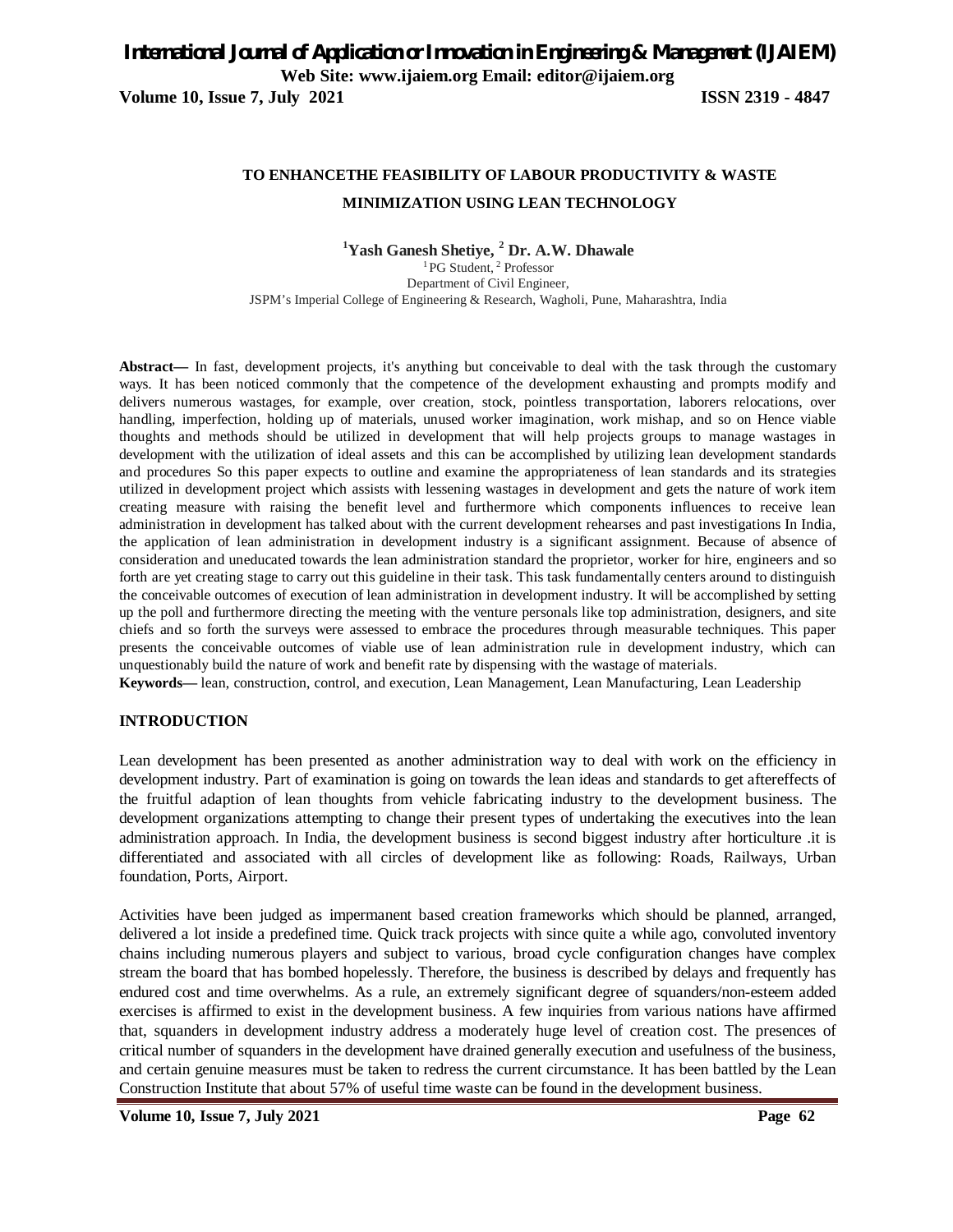# TO ENHANCETHE FEASIBILITY OF LABOUR PRODUCTIVITY & WASTE MINIMIZATION USING LEAN TECHNOLOGY

**[1]Yash Ganesh Shetiye, [2] Dr. A.W. Dhawale**

[1] PG Student, [2] Professor
Department of Civil Engineer,
JSPM's Imperial College of Engineering & Research, Wagholi, Pune, Maharashtra, India

**Abstract—** In fast, development projects, it's anything but conceivable to deal with the task through the customary ways. It has been noticed commonly that the competence of the development exhausting and prompts modify and delivers numerous wastages, for example, over creation, stock, pointless transportation, laborers relocations, over handling, imperfection, holding up of materials, unused worker imagination, work mishap, and so on Hence viable thoughts and methods should be utilized in development that will help projects groups to manage wastages in development with the utilization of ideal assets and this can be accomplished by utilizing lean development standards and procedures So this paper expects to outline and examine the appropriateness of lean standards and its strategies utilized in development project which assists with lessening wastages in development and gets the nature of work item creating measure with raising the benefit level and furthermore which components influences to receive lean administration in development has talked about with the current development rehearses and past investigations In India, the application of lean administration in development industry is a significant assignment. Because of absence of consideration and uneducated towards the lean administration standard the proprietor, worker for hire, engineers and so forth are yet creating stage to carry out this guideline in their task. This task fundamentally centers around to distinguish the conceivable outcomes of execution of lean administration in development industry. It will be accomplished by setting up the poll and furthermore directing the meeting with the venture personals like top administration, designers, and site chiefs and so forth the surveys were assessed to embrace the procedures through measurable techniques. This paper presents the conceivable outcomes of viable use of lean administration rule in development industry, which can unquestionably build the nature of work and benefit rate by dispensing with the wastage of materials.

**Keywords—** lean, construction, control, and execution, Lean Management, Lean Manufacturing, Lean Leadership

## INTRODUCTION

Lean development has been presented as another administration way to deal with work on the efficiency in development industry. Part of examination is going on towards the lean ideas and standards to get aftereffects of the fruitful adaption of lean thoughts from vehicle fabricating industry to the development business. The development organizations attempting to change their present types of undertaking the executives into the lean administration approach. In India, the development business is second biggest industry after horticulture .it is differentiated and associated with all circles of development like as following: Roads, Railways, Urban foundation, Ports, Airport.

Activities have been judged as impermanent based creation frameworks which should be planned, arranged, delivered a lot inside a predefined time. Quick track projects with since quite a while ago, convoluted inventory chains including numerous players and subject to various, broad cycle configuration changes have complex stream the board that has bombed hopelessly. Therefore, the business is described by delays and frequently has endured cost and time overwhelms. As a rule, an extremely significant degree of squanders/non-esteem added exercises is affirmed to exist in the development business. A few inquiries from various nations have affirmed that, squanders in development industry address a moderately huge level of creation cost. The presences of critical number of squanders in the development have drained generally execution and usefulness of the business, and certain genuine measures must be taken to redress the current circumstance. It has been battled by the Lean Construction Institute that about 57% of useful time waste can be found in the development business.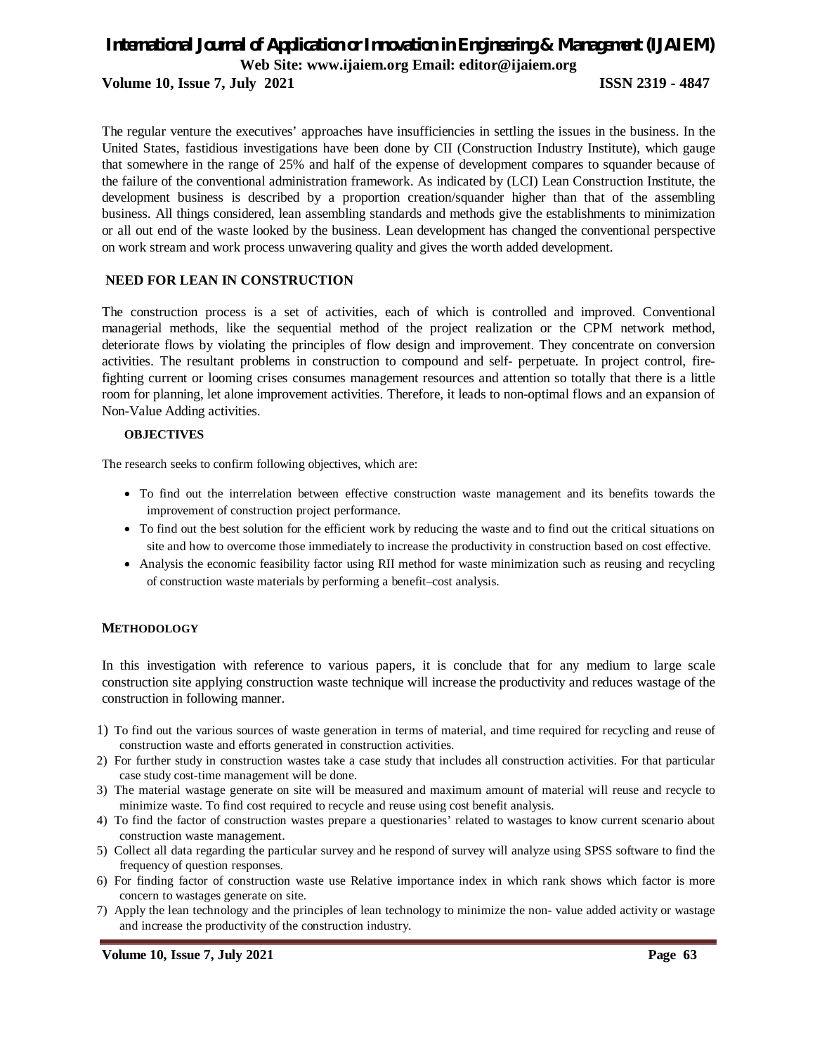The regular venture the executives' approaches have insufficiencies in settling the issues in the business. In the United States, fastidious investigations have been done by CII (Construction Industry Institute), which gauge that somewhere in the range of 25% and half of the expense of development compares to squander because of the failure of the conventional administration framework. As indicated by (LCI) Lean Construction Institute, the development business is described by a proportion creation/squander higher than that of the assembling business. All things considered, lean assembling standards and methods give the establishments to minimization or all out end of the waste looked by the business. Lean development has changed the conventional perspective on work stream and work process unwavering quality and gives the worth added development.

## NEED FOR LEAN IN CONSTRUCTION

The construction process is a set of activities, each of which is controlled and improved. Conventional managerial methods, like the sequential method of the project realization or the CPM network method, deteriorate flows by violating the principles of flow design and improvement. They concentrate on conversion activities. The resultant problems in construction to compound and self- perpetuate. In project control, fire-fighting current or looming crises consumes management resources and attention so totally that there is a little room for planning, let alone improvement activities. Therefore, it leads to non-optimal flows and an expansion of Non-Value Adding activities.

### OBJECTIVES

The research seeks to confirm following objectives, which are:

- To find out the interrelation between effective construction waste management and its benefits towards the improvement of construction project performance.
- To find out the best solution for the efficient work by reducing the waste and to find out the critical situations on site and how to overcome those immediately to increase the productivity in construction based on cost effective.
- Analysis the economic feasibility factor using RII method for waste minimization such as reusing and recycling of construction waste materials by performing a benefit–cost analysis.

## METHODOLOGY

In this investigation with reference to various papers, it is conclude that for any medium to large scale construction site applying construction waste technique will increase the productivity and reduces wastage of the construction in following manner.

1) To find out the various sources of waste generation in terms of material, and time required for recycling and reuse of construction waste and efforts generated in construction activities.
2) For further study in construction wastes take a case study that includes all construction activities. For that particular case study cost-time management will be done.
3) The material wastage generate on site will be measured and maximum amount of material will reuse and recycle to minimize waste. To find cost required to recycle and reuse using cost benefit analysis.
4) To find the factor of construction wastes prepare a questionaries' related to wastages to know current scenario about construction waste management.
5) Collect all data regarding the particular survey and he respond of survey will analyze using SPSS software to find the frequency of question responses.
6) For finding factor of construction waste use Relative importance index in which rank shows which factor is more concern to wastages generate on site.
7) Apply the lean technology and the principles of lean technology to minimize the non- value added activity or wastage and increase the productivity of the construction industry.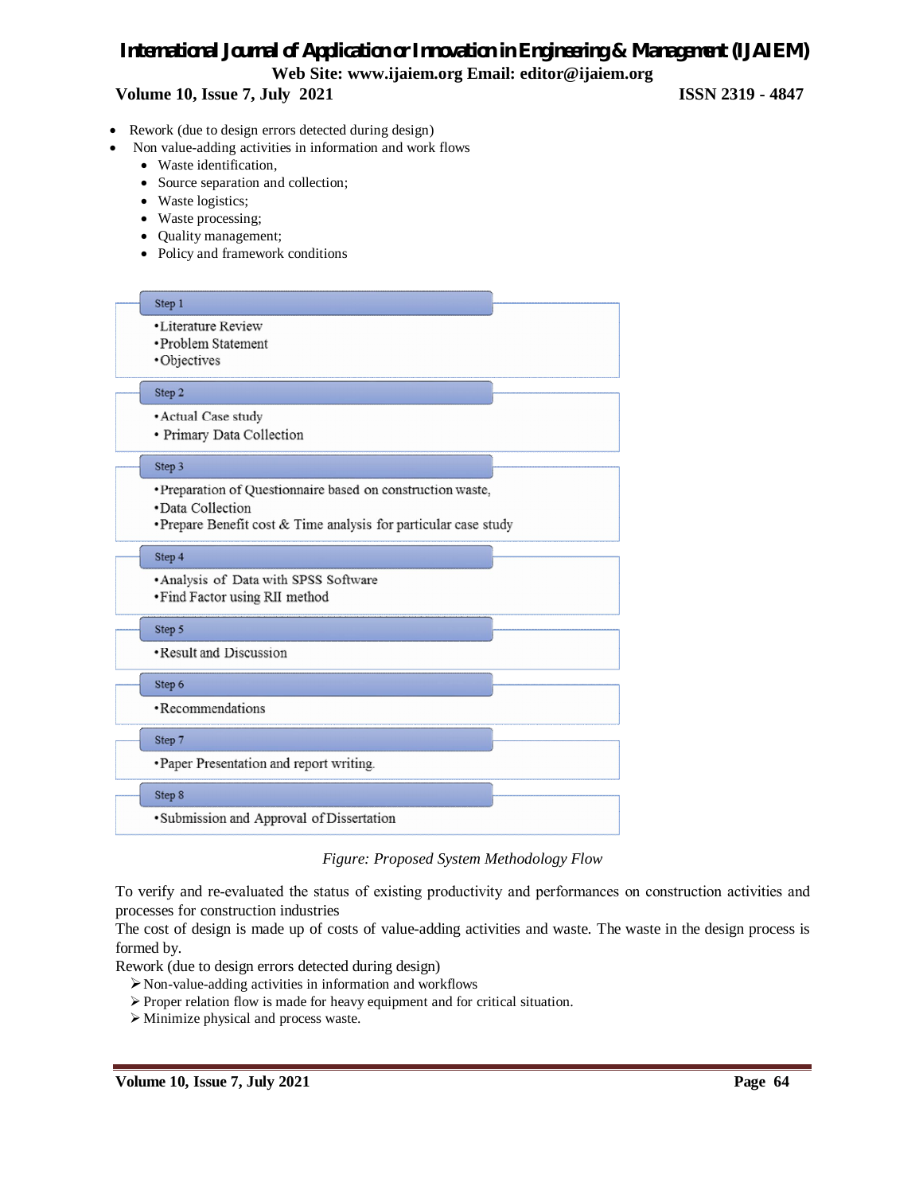- Rework (due to design errors detected during design)
- Non value-adding activities in information and work flows
    - Waste identification,
    - Source separation and collection;
    - Waste logistics;
    - Waste processing;
    - Quality management;
    - Policy and framework conditions

**Step 1**
- Literature Review
- Problem Statement
- Objectives

**Step 2**
- Actual Case study
- Primary Data Collection

**Step 3**
- Preparation of Questionnaire based on construction waste,
- Data Collection
- Prepare Benefit cost & Time analysis for particular case study

**Step 4**
- Analysis of Data with SPSS Software
- Find Factor using RII method

**Step 5**
- Result and Discussion

**Step 6**
- Recommendations

**Step 7**
- Paper Presentation and report writing.

**Step 8**
- Submission and Approval of Dissertation

*Figure: Proposed System Methodology Flow*

To verify and re-evaluated the status of existing productivity and performances on construction activities and processes for construction industries

The cost of design is made up of costs of value-adding activities and waste. The waste in the design process is formed by.

Rework (due to design errors detected during design)

- Non-value-adding activities in information and workflows
- Proper relation flow is made for heavy equipment and for critical situation.
- Minimize physical and process waste.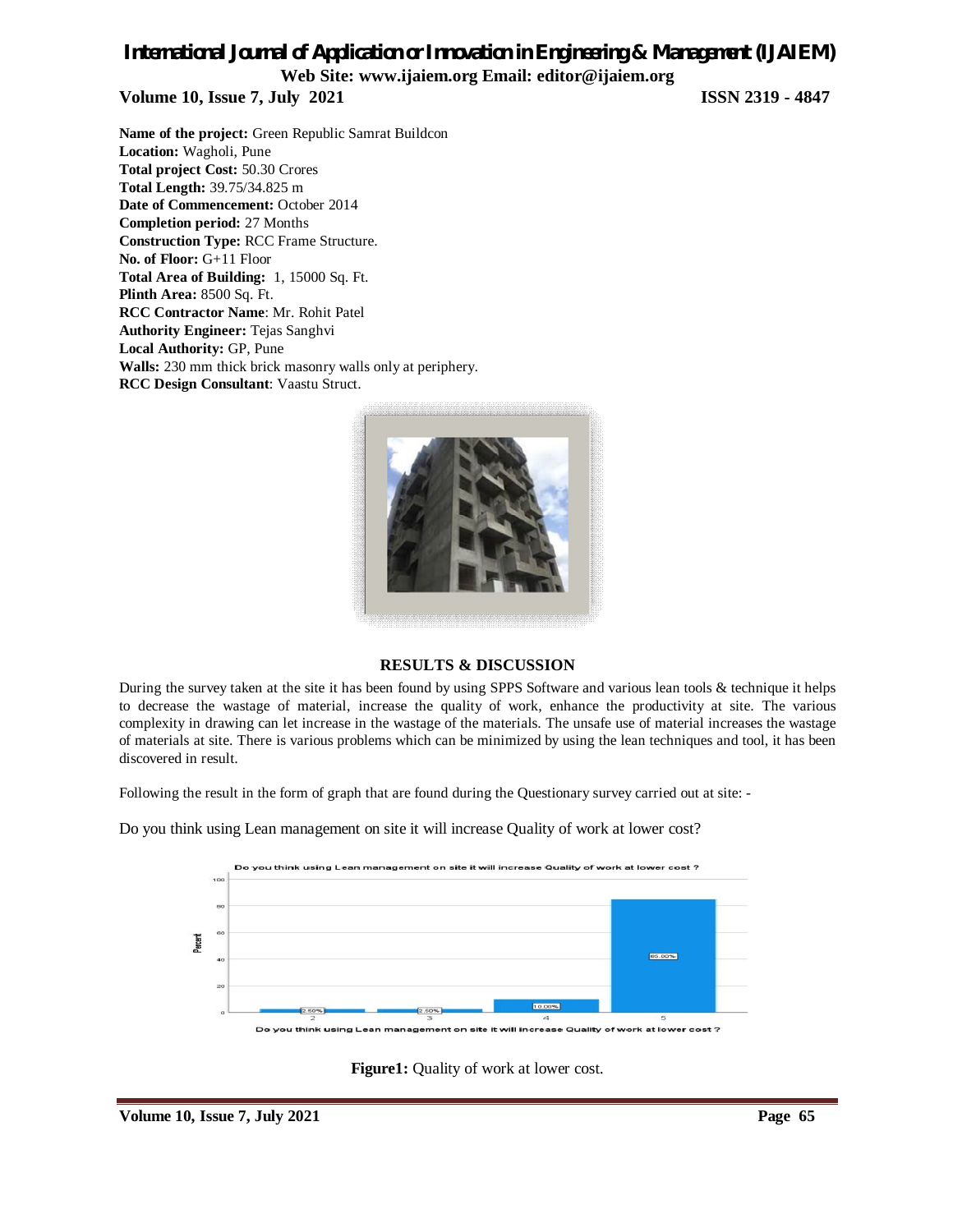**Name of the project:** Green Republic Samrat Buildcon
**Location:** Wagholi, Pune
**Total project Cost:** 50.30 Crores
**Total Length:** 39.75/34.825 m
**Date of Commencement:** October 2014
**Completion period:** 27 Months
**Construction Type:** RCC Frame Structure.
**No. of Floor:** G+11 Floor
**Total Area of Building:** 1, 15000 Sq. Ft.
**Plinth Area:** 8500 Sq. Ft.
**RCC Contractor Name**: Mr. Rohit Patel
**Authority Engineer:** Tejas Sanghvi
**Local Authority:** GP, Pune
**Walls:** 230 mm thick brick masonry walls only at periphery.
**RCC Design Consultant**: Vaastu Struct.

## RESULTS & DISCUSSION

During the survey taken at the site it has been found by using SPPS Software and various lean tools & technique it helps to decrease the wastage of material, increase the quality of work, enhance the productivity at site. The various complexity in drawing can let increase in the wastage of the materials. The unsafe use of material increases the wastage of materials at site. There is various problems which can be minimized by using the lean techniques and tool, it has been discovered in result.

Following the result in the form of graph that are found during the Questionary survey carried out at site: -

Do you think using Lean management on site it will increase Quality of work at lower cost?

**Figure1:** Quality of work at lower cost.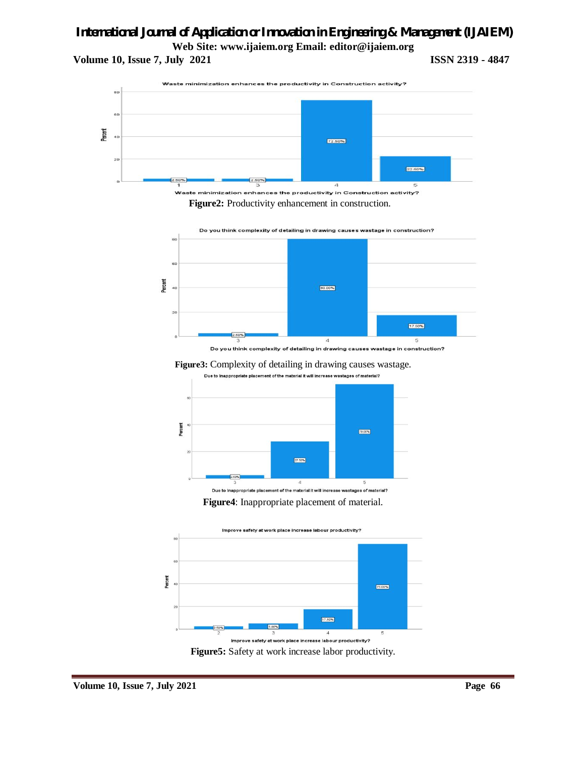Figure2: Productivity enhancement in construction.

Figure3: Complexity of detailing in drawing causes wastage.

Figure4: Inappropriate placement of material.

Figure5: Safety at work increase labor productivity.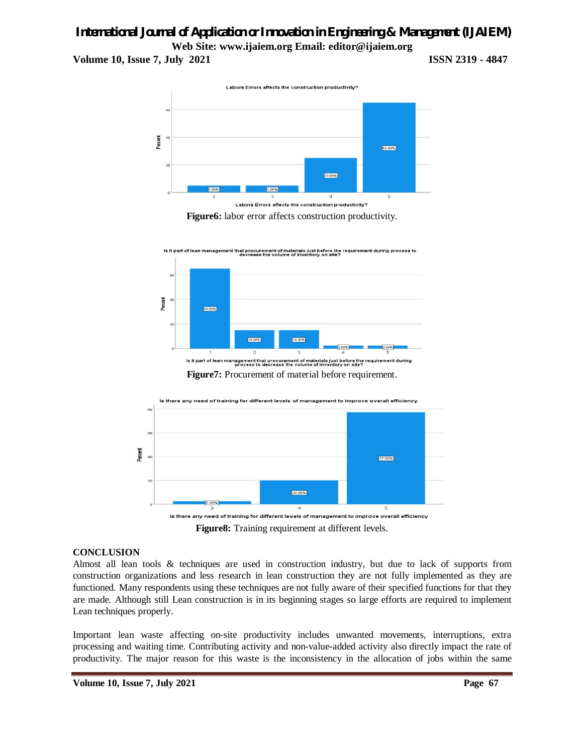**Figure6:** labor error affects construction productivity.

**Figure7:** Procurement of material before requirement.

**Figure8:** Training requirement at different levels.

## CONCLUSION

Almost all lean tools & techniques are used in construction industry, but due to lack of supports from construction organizations and less research in lean construction they are not fully implemented as they are functioned. Many respondents using these techniques are not fully aware of their specified functions for that they are made. Although still Lean construction is in its beginning stages so large efforts are required to implement Lean techniques properly.

Important lean waste affecting on-site productivity includes unwanted movements, interruptions, extra processing and waiting time. Contributing activity and non-value-added activity also directly impact the rate of productivity. The major reason for this waste is the inconsistency in the allocation of jobs within the same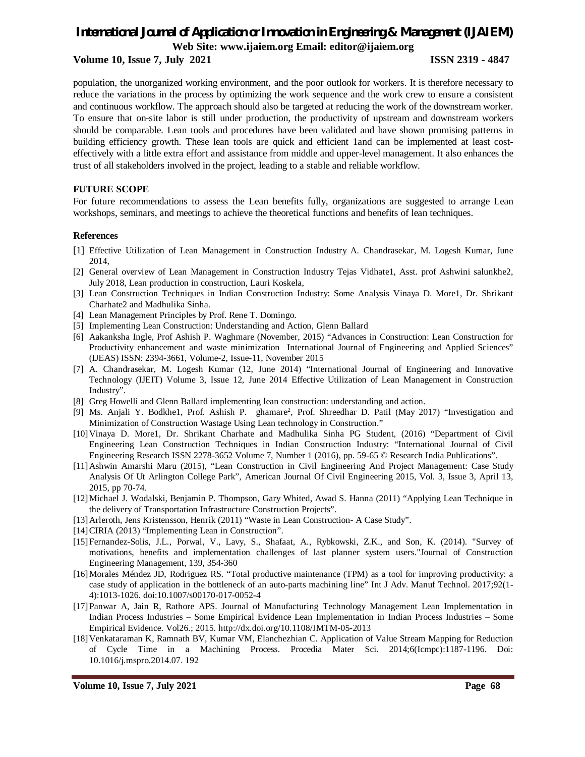population, the unorganized working environment, and the poor outlook for workers. It is therefore necessary to reduce the variations in the process by optimizing the work sequence and the work crew to ensure a consistent and continuous workflow. The approach should also be targeted at reducing the work of the downstream worker. To ensure that on-site labor is still under production, the productivity of upstream and downstream workers should be comparable. Lean tools and procedures have been validated and have shown promising patterns in building efficiency growth. These lean tools are quick and efficient 1and can be implemented at least cost-effectively with a little extra effort and assistance from middle and upper-level management. It also enhances the trust of all stakeholders involved in the project, leading to a stable and reliable workflow.

## FUTURE SCOPE

For future recommendations to assess the Lean benefits fully, organizations are suggested to arrange Lean workshops, seminars, and meetings to achieve the theoretical functions and benefits of lean techniques.

## References

[1] Effective Utilization of Lean Management in Construction Industry A. Chandrasekar, M. Logesh Kumar, June 2014,

[2] General overview of Lean Management in Construction Industry Tejas Vidhate1, Asst. prof Ashwini salunkhe2, July 2018, Lean production in construction, Lauri Koskela,

[3] Lean Construction Techniques in Indian Construction Industry: Some Analysis Vinaya D. More1, Dr. Shrikant Charhate2 and Madhulika Sinha.

[4] Lean Management Principles by Prof. Rene T. Domingo.

[5] Implementing Lean Construction: Understanding and Action, Glenn Ballard

[6] Aakanksha Ingle, Prof Ashish P. Waghmare (November, 2015) "Advances in Construction: Lean Construction for Productivity enhancement and waste minimization International Journal of Engineering and Applied Sciences" (IJEAS) ISSN: 2394-3661, Volume-2, Issue-11, November 2015

[7] A. Chandrasekar, M. Logesh Kumar (12, June 2014) "International Journal of Engineering and Innovative Technology (IJEIT) Volume 3, Issue 12, June 2014 Effective Utilization of Lean Management in Construction Industry".

[8] Greg Howelli and Glenn Ballard implementing lean construction: understanding and action.

[9] Ms. Anjali Y. Bodkhe1, Prof. Ashish P. ghamare2, Prof. Shreedhar D. Patil (May 2017) "Investigation and Minimization of Construction Wastage Using Lean technology in Construction."

[10] Vinaya D. More1, Dr. Shrikant Charhate and Madhulika Sinha PG Student, (2016) "Department of Civil Engineering Lean Construction Techniques in Indian Construction Industry: "International Journal of Civil Engineering Research ISSN 2278-3652 Volume 7, Number 1 (2016), pp. 59-65 © Research India Publications".

[11] Ashwin Amarshi Maru (2015), "Lean Construction in Civil Engineering And Project Management: Case Study Analysis Of Ut Arlington College Park", American Journal Of Civil Engineering 2015, Vol. 3, Issue 3, April 13, 2015, pp 70-74.

[12] Michael J. Wodalski, Benjamin P. Thompson, Gary Whited, Awad S. Hanna (2011) "Applying Lean Technique in the delivery of Transportation Infrastructure Construction Projects".

[13] Arleroth, Jens Kristensson, Henrik (2011) "Waste in Lean Construction- A Case Study".

[14] CIRIA (2013) "Implementing Lean in Construction".

[15] Fernandez-Solis, J.L., Porwal, V., Lavy, S., Shafaat, A., Rybkowski, Z.K., and Son, K. (2014). "Survey of motivations, benefits and implementation challenges of last planner system users."Journal of Construction Engineering Management, 139, 354-360

[16] Morales Méndez JD, Rodriguez RS. "Total productive maintenance (TPM) as a tool for improving productivity: a case study of application in the bottleneck of an auto-parts machining line" Int J Adv. Manuf Technol. 2017;92(1-4):1013-1026. doi:10.1007/s00170-017-0052-4

[17] Panwar A, Jain R, Rathore APS. Journal of Manufacturing Technology Management Lean Implementation in Indian Process Industries – Some Empirical Evidence Lean Implementation in Indian Process Industries – Some Empirical Evidence. Vol26.; 2015. http://dx.doi.org/10.1108/JMTM-05-2013

[18] Venkataraman K, Ramnath BV, Kumar VM, Elanchezhian C. Application of Value Stream Mapping for Reduction of Cycle Time in a Machining Process. Procedia Mater Sci. 2014;6(Icmpc):1187-1196. Doi: 10.1016/j.mspro.2014.07. 192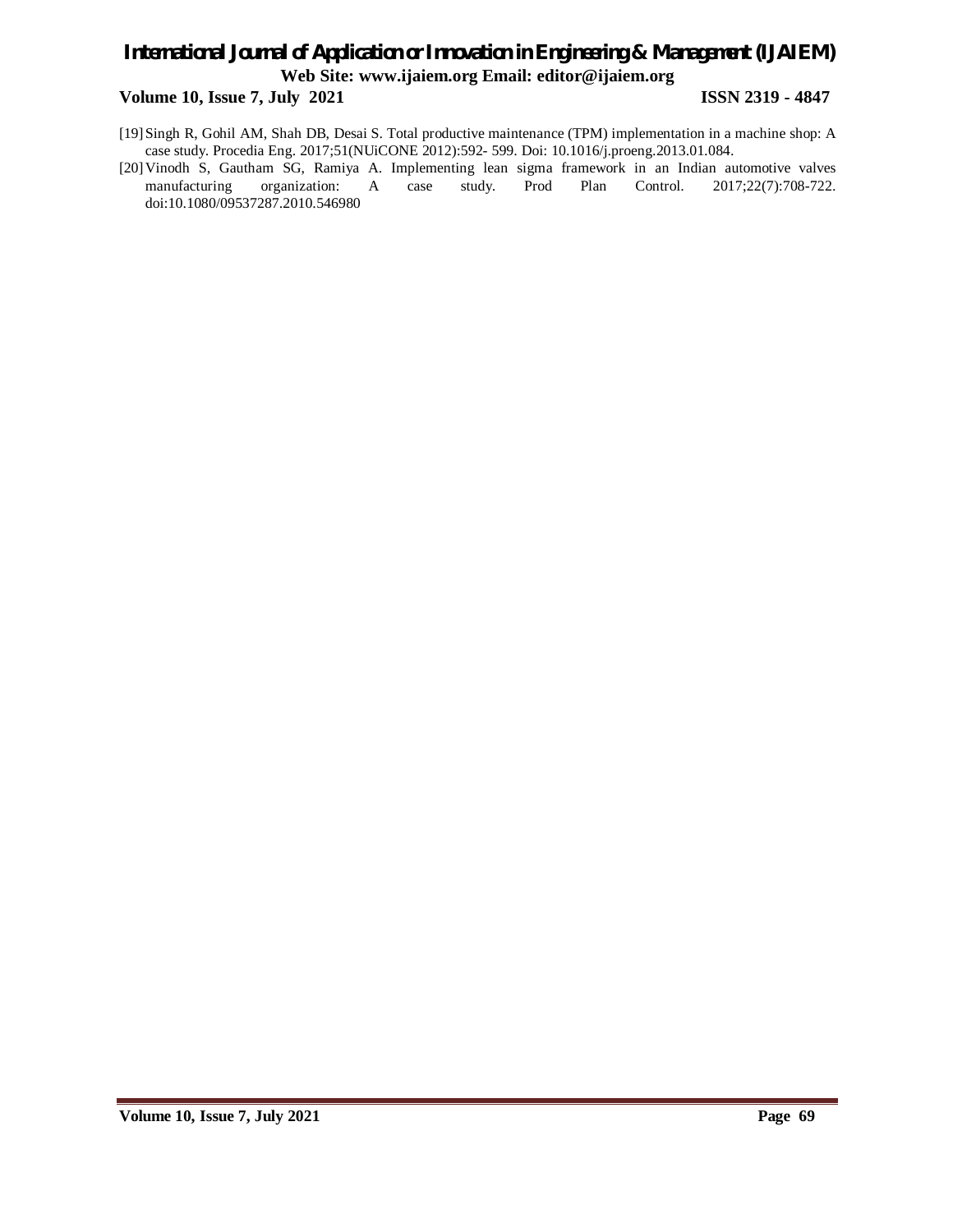[19] Singh R, Gohil AM, Shah DB, Desai S. Total productive maintenance (TPM) implementation in a machine shop: A case study. Procedia Eng. 2017;51(NUiCONE 2012):592- 599. Doi: 10.1016/j.proeng.2013.01.084.

[20] Vinodh S, Gautham SG, Ramiya A. Implementing lean sigma framework in an Indian automotive valves manufacturing organization: A case study. Prod Plan Control. 2017;22(7):708-722. doi:10.1080/09537287.2010.546980